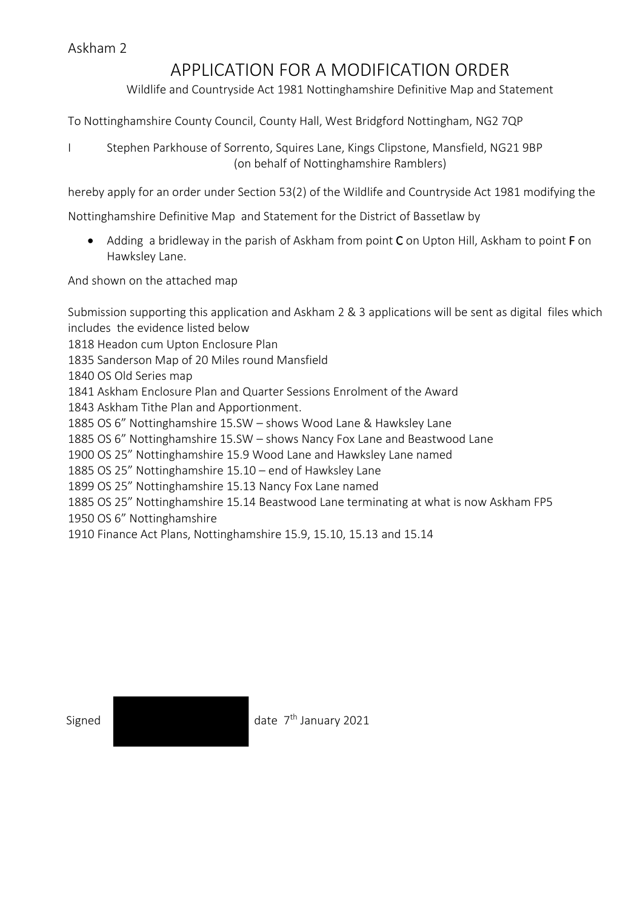Askham 2

# APPLICATION FOR A MODIFICATION ORDER

Wildlife and Countryside Act 1981 Nottinghamshire Definitive Map and Statement

To Nottinghamshire County Council, County Hall, West Bridgford Nottingham, NG2 7QP

I Stephen Parkhouse of Sorrento, Squires Lane, Kings Clipstone, Mansfield, NG21 9BP (on behalf of Nottinghamshire Ramblers)

hereby apply for an order under Section 53(2) of the Wildlife and Countryside Act 1981 modifying the

Nottinghamshire Definitive Map and Statement for the District of Bassetlaw by

- Adding a bridleway in the parish of Askham from point **C** on Upton Hill, Askham to point **F** on Hawksley Lane.

And shown on the attached map

Submission supporting this application and Askham 2 & 3 applications will be sent as digital files which includes the evidence listed below

1818 Headon cum Upton Enclosure Plan
1835 Sanderson Map of 20 Miles round Mansfield
1840 OS Old Series map
1841 Askham Enclosure Plan and Quarter Sessions Enrolment of the Award
1843 Askham Tithe Plan and Apportionment.
1885 OS 6" Nottinghamshire 15.SW – shows Wood Lane & Hawksley Lane
1885 OS 6" Nottinghamshire 15.SW – shows Nancy Fox Lane and Beastwood Lane
1900 OS 25" Nottinghamshire 15.9 Wood Lane and Hawksley Lane named
1885 OS 25" Nottinghamshire 15.10 – end of Hawksley Lane
1899 OS 25" Nottinghamshire 15.13 Nancy Fox Lane named
1885 OS 25" Nottinghamshire 15.14 Beastwood Lane terminating at what is now Askham FP5
1950 OS 6" Nottinghamshire
1910 Finance Act Plans, Nottinghamshire 15.9, 15.10, 15.13 and 15.14

Signed date 7th January 2021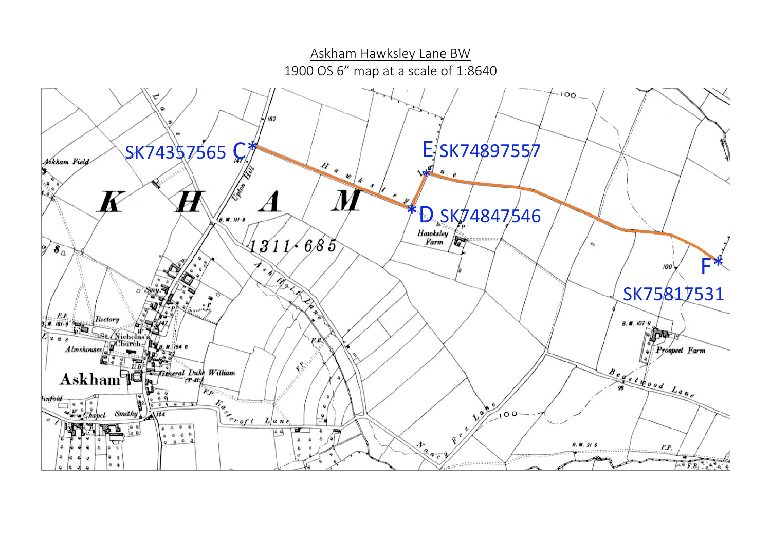Askham Hawksley Lane BW

1900 OS 6" map at a scale of 1:8640

SK74357565 C*

E SK74897557

*D SK74847546

F*

SK75817531